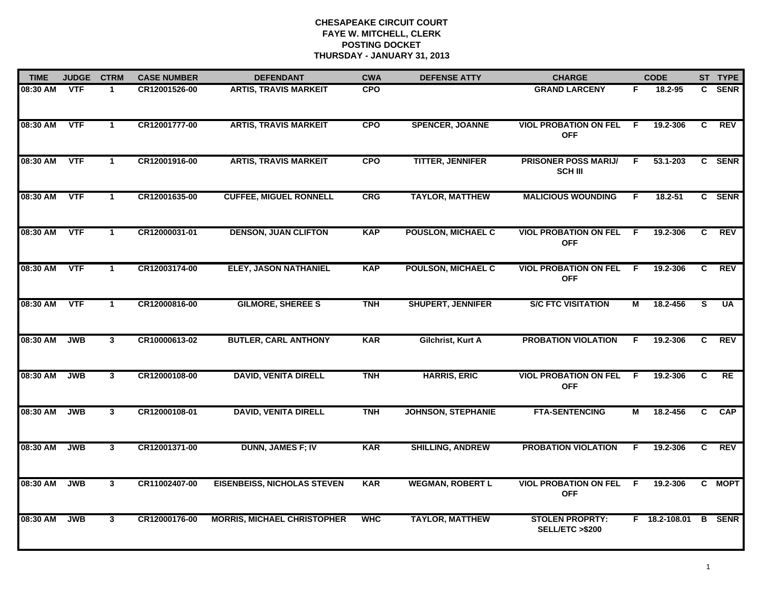**CHESAPEAKE CIRCUIT COURT**
**FAYE W. MITCHELL, CLERK**
**POSTING DOCKET**
**THURSDAY - JANUARY 31, 2013**

| TIME | JUDGE | CTRM | CASE NUMBER | DEFENDANT | CWA | DEFENSE ATTY | CHARGE | | CODE | ST | TYPE |
|---|---|---|---|---|---|---|---|---|---|---|---|
| 08:30 AM | VTF | 1 | CR12001526-00 | ARTIS, TRAVIS MARKEIT | CPO | | GRAND LARCENY | F | 18.2-95 | C | SENR |
| 08:30 AM | VTF | 1 | CR12001777-00 | ARTIS, TRAVIS MARKEIT | CPO | SPENCER, JOANNE | VIOL PROBATION ON FEL OFF | F | 19.2-306 | C | REV |
| 08:30 AM | VTF | 1 | CR12001916-00 | ARTIS, TRAVIS MARKEIT | CPO | TITTER, JENNIFER | PRISONER POSS MARIJ/ SCH III | F | 53.1-203 | C | SENR |
| 08:30 AM | VTF | 1 | CR12001635-00 | CUFFEE, MIGUEL RONNELL | CRG | TAYLOR, MATTHEW | MALICIOUS WOUNDING | F | 18.2-51 | C | SENR |
| 08:30 AM | VTF | 1 | CR12000031-01 | DENSON, JUAN CLIFTON | KAP | POUSLON, MICHAEL C | VIOL PROBATION ON FEL OFF | F | 19.2-306 | C | REV |
| 08:30 AM | VTF | 1 | CR12003174-00 | ELEY, JASON NATHANIEL | KAP | POULSON, MICHAEL C | VIOL PROBATION ON FEL OFF | F | 19.2-306 | C | REV |
| 08:30 AM | VTF | 1 | CR12000816-00 | GILMORE, SHEREE S | TNH | SHUPERT, JENNIFER | S/C FTC VISITATION | M | 18.2-456 | S | UA |
| 08:30 AM | JWB | 3 | CR10000613-02 | BUTLER, CARL ANTHONY | KAR | Gilchrist, Kurt A | PROBATION VIOLATION | F | 19.2-306 | C | REV |
| 08:30 AM | JWB | 3 | CR12000108-00 | DAVID, VENITA DIRELL | TNH | HARRIS, ERIC | VIOL PROBATION ON FEL OFF | F | 19.2-306 | C | RE |
| 08:30 AM | JWB | 3 | CR12000108-01 | DAVID, VENITA DIRELL | TNH | JOHNSON, STEPHANIE | FTA-SENTENCING | M | 18.2-456 | C | CAP |
| 08:30 AM | JWB | 3 | CR12001371-00 | DUNN, JAMES F; IV | KAR | SHILLING, ANDREW | PROBATION VIOLATION | F | 19.2-306 | C | REV |
| 08:30 AM | JWB | 3 | CR11002407-00 | EISENBEISS, NICHOLAS STEVEN | KAR | WEGMAN, ROBERT L | VIOL PROBATION ON FEL OFF | F | 19.2-306 | C | MOPT |
| 08:30 AM | JWB | 3 | CR12000176-00 | MORRIS, MICHAEL CHRISTOPHER | WHC | TAYLOR, MATTHEW | STOLEN PROPRTY: SELL/ETC >$200 | F | 18.2-108.01 | B | SENR |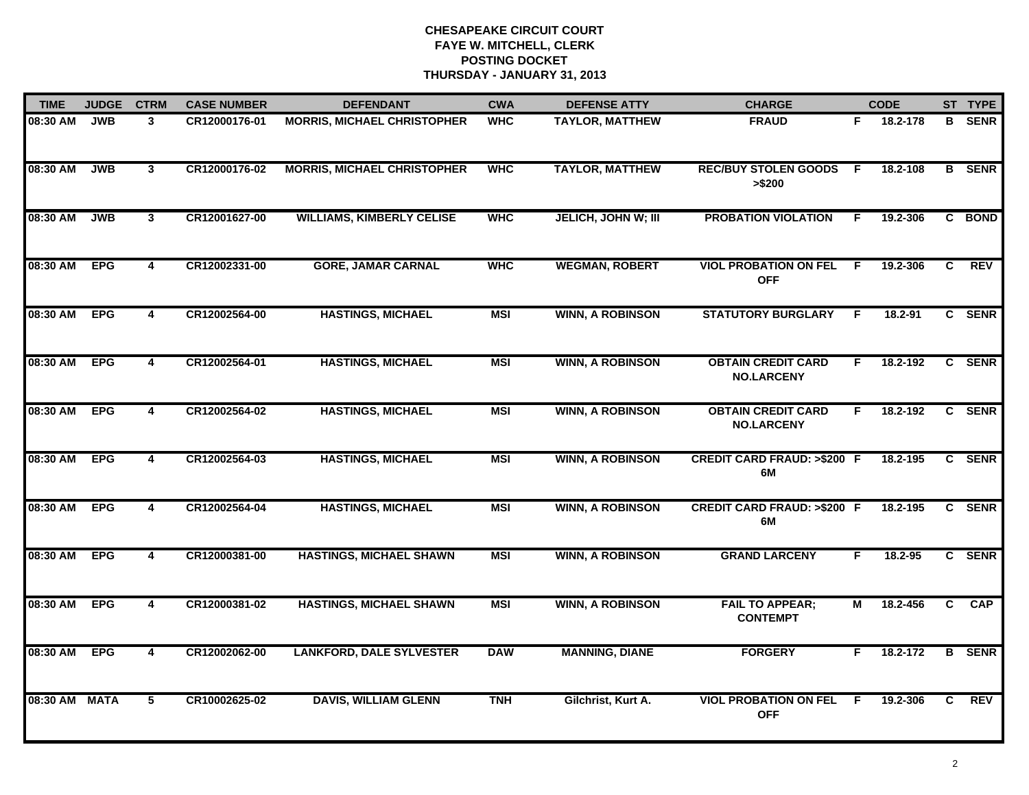**CHESAPEAKE CIRCUIT COURT**
**FAYE W. MITCHELL, CLERK**
**POSTING DOCKET**
**THURSDAY - JANUARY 31, 2013**

| TIME | JUDGE | CTRM | CASE NUMBER | DEFENDANT | CWA | DEFENSE ATTY | CHARGE | | CODE | ST | TYPE |
|---|---|---|---|---|---|---|---|---|---|---|---|
| 08:30 AM | JWB | 3 | CR12000176-01 | MORRIS, MICHAEL CHRISTOPHER | WHC | TAYLOR, MATTHEW | FRAUD | F | 18.2-178 | B | SENR |
| 08:30 AM | JWB | 3 | CR12000176-02 | MORRIS, MICHAEL CHRISTOPHER | WHC | TAYLOR, MATTHEW | REC/BUY STOLEN GOODS >$200 | F | 18.2-108 | B | SENR |
| 08:30 AM | JWB | 3 | CR12001627-00 | WILLIAMS, KIMBERLY CELISE | WHC | JELICH, JOHN W; III | PROBATION VIOLATION | F | 19.2-306 | C | BOND |
| 08:30 AM | EPG | 4 | CR12002331-00 | GORE, JAMAR CARNAL | WHC | WEGMAN, ROBERT | VIOL PROBATION ON FEL OFF | F | 19.2-306 | C | REV |
| 08:30 AM | EPG | 4 | CR12002564-00 | HASTINGS, MICHAEL | MSI | WINN, A ROBINSON | STATUTORY BURGLARY | F | 18.2-91 | C | SENR |
| 08:30 AM | EPG | 4 | CR12002564-01 | HASTINGS, MICHAEL | MSI | WINN, A ROBINSON | OBTAIN CREDIT CARD NO.LARCENY | F | 18.2-192 | C | SENR |
| 08:30 AM | EPG | 4 | CR12002564-02 | HASTINGS, MICHAEL | MSI | WINN, A ROBINSON | OBTAIN CREDIT CARD NO.LARCENY | F | 18.2-192 | C | SENR |
| 08:30 AM | EPG | 4 | CR12002564-03 | HASTINGS, MICHAEL | MSI | WINN, A ROBINSON | CREDIT CARD FRAUD: >$200 6M | F | 18.2-195 | C | SENR |
| 08:30 AM | EPG | 4 | CR12002564-04 | HASTINGS, MICHAEL | MSI | WINN, A ROBINSON | CREDIT CARD FRAUD: >$200 6M | F | 18.2-195 | C | SENR |
| 08:30 AM | EPG | 4 | CR12000381-00 | HASTINGS, MICHAEL SHAWN | MSI | WINN, A ROBINSON | GRAND LARCENY | F | 18.2-95 | C | SENR |
| 08:30 AM | EPG | 4 | CR12000381-02 | HASTINGS, MICHAEL SHAWN | MSI | WINN, A ROBINSON | FAIL TO APPEAR; CONTEMPT | M | 18.2-456 | C | CAP |
| 08:30 AM | EPG | 4 | CR12002062-00 | LANKFORD, DALE SYLVESTER | DAW | MANNING, DIANE | FORGERY | F | 18.2-172 | B | SENR |
| 08:30 AM | MATA | 5 | CR10002625-02 | DAVIS, WILLIAM GLENN | TNH | Gilchrist, Kurt A. | VIOL PROBATION ON FEL OFF | F | 19.2-306 | C | REV |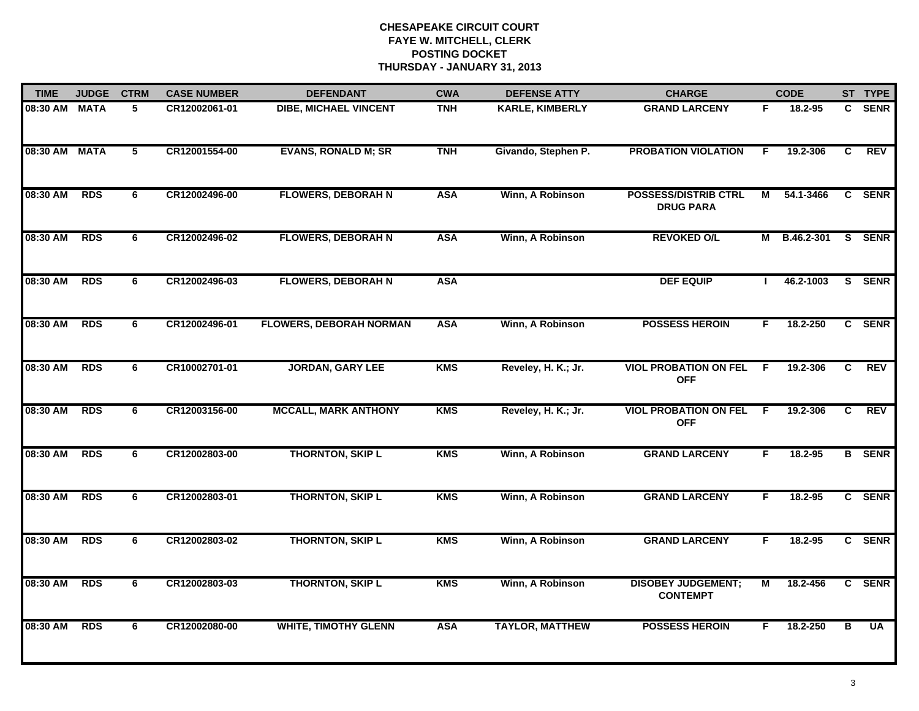**CHESAPEAKE CIRCUIT COURT**
**FAYE W. MITCHELL, CLERK**
**POSTING DOCKET**
**THURSDAY - JANUARY 31, 2013**

| TIME | JUDGE | CTRM | CASE NUMBER | DEFENDANT | CWA | DEFENSE ATTY | CHARGE | | CODE | ST | TYPE |
|---|---|---|---|---|---|---|---|---|---|---|---|
| 08:30 AM | MATA | 5 | CR12002061-01 | DIBE, MICHAEL VINCENT | TNH | KARLE, KIMBERLY | GRAND LARCENY | F | 18.2-95 | C | SENR |
| 08:30 AM | MATA | 5 | CR12001554-00 | EVANS, RONALD M; SR | TNH | Givando, Stephen P. | PROBATION VIOLATION | F | 19.2-306 | C | REV |
| 08:30 AM | RDS | 6 | CR12002496-00 | FLOWERS, DEBORAH N | ASA | Winn, A Robinson | POSSESS/DISTRIB CTRL DRUG PARA | M | 54.1-3466 | C | SENR |
| 08:30 AM | RDS | 6 | CR12002496-02 | FLOWERS, DEBORAH N | ASA | Winn, A Robinson | REVOKED O/L | M | B.46.2-301 | S | SENR |
| 08:30 AM | RDS | 6 | CR12002496-03 | FLOWERS, DEBORAH N | ASA | | DEF EQUIP | I | 46.2-1003 | S | SENR |
| 08:30 AM | RDS | 6 | CR12002496-01 | FLOWERS, DEBORAH NORMAN | ASA | Winn, A Robinson | POSSESS HEROIN | F | 18.2-250 | C | SENR |
| 08:30 AM | RDS | 6 | CR10002701-01 | JORDAN, GARY LEE | KMS | Reveley, H. K.; Jr. | VIOL PROBATION ON FEL OFF | F | 19.2-306 | C | REV |
| 08:30 AM | RDS | 6 | CR12003156-00 | MCCALL, MARK ANTHONY | KMS | Reveley, H. K.; Jr. | VIOL PROBATION ON FEL OFF | F | 19.2-306 | C | REV |
| 08:30 AM | RDS | 6 | CR12002803-00 | THORNTON, SKIP L | KMS | Winn, A Robinson | GRAND LARCENY | F | 18.2-95 | B | SENR |
| 08:30 AM | RDS | 6 | CR12002803-01 | THORNTON, SKIP L | KMS | Winn, A Robinson | GRAND LARCENY | F | 18.2-95 | C | SENR |
| 08:30 AM | RDS | 6 | CR12002803-02 | THORNTON, SKIP L | KMS | Winn, A Robinson | GRAND LARCENY | F | 18.2-95 | C | SENR |
| 08:30 AM | RDS | 6 | CR12002803-03 | THORNTON, SKIP L | KMS | Winn, A Robinson | DISOBEY JUDGEMENT; CONTEMPT | M | 18.2-456 | C | SENR |
| 08:30 AM | RDS | 6 | CR12002080-00 | WHITE, TIMOTHY GLENN | ASA | TAYLOR, MATTHEW | POSSESS HEROIN | F | 18.2-250 | B | UA |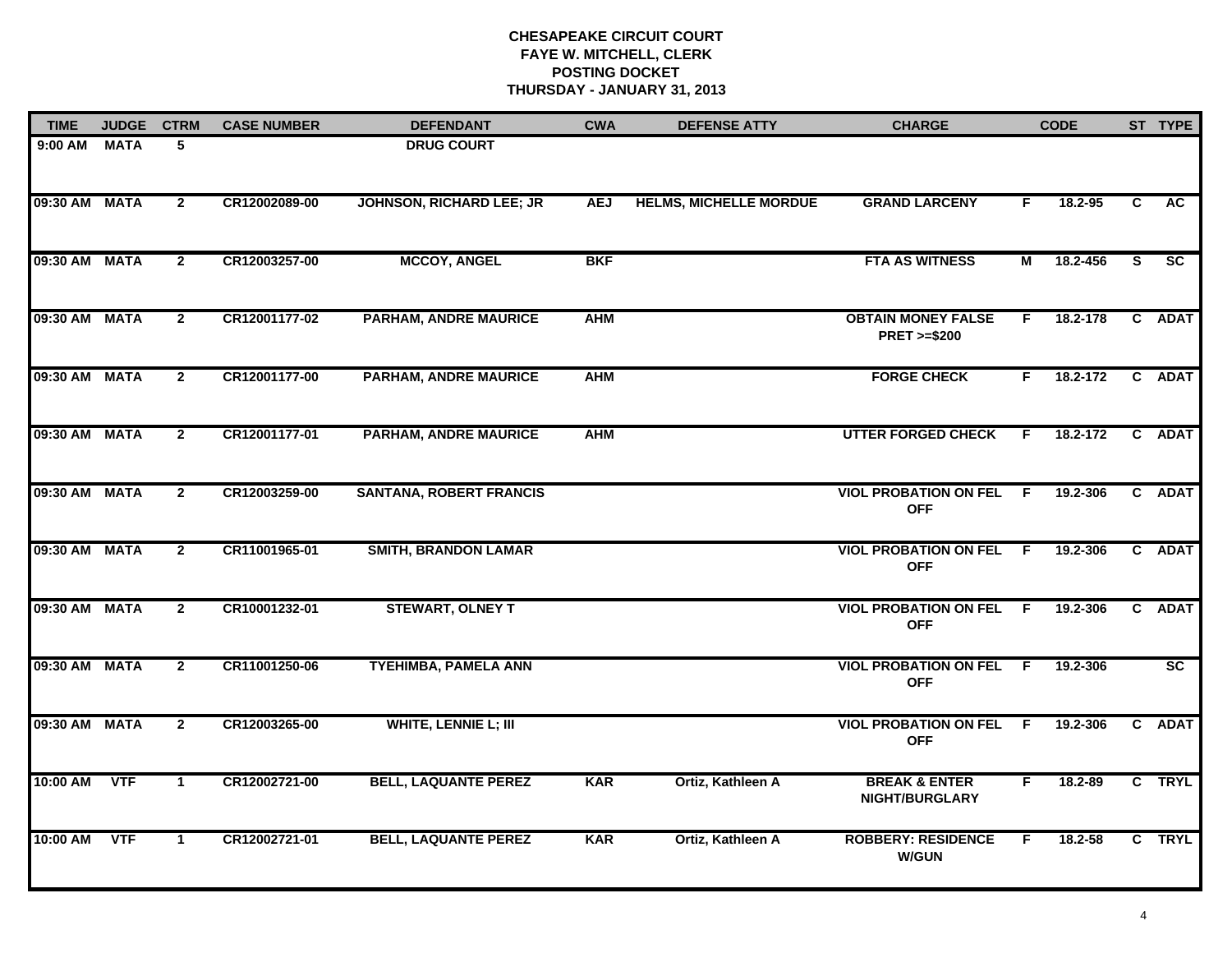**CHESAPEAKE CIRCUIT COURT**
**FAYE W. MITCHELL, CLERK**
**POSTING DOCKET**
**THURSDAY - JANUARY 31, 2013**

| TIME | JUDGE | CTRM | CASE NUMBER | DEFENDANT | CWA | DEFENSE ATTY | CHARGE | | CODE | ST | TYPE |
|---|---|---|---|---|---|---|---|---|---|---|---|
| 9:00 AM | MATA | 5 | | DRUG COURT | | | | | | | |
| 09:30 AM | MATA | 2 | CR12002089-00 | JOHNSON, RICHARD LEE; JR | AEJ | HELMS, MICHELLE MORDUE | GRAND LARCENY | F | 18.2-95 | C | AC |
| 09:30 AM | MATA | 2 | CR12003257-00 | MCCOY, ANGEL | BKF | | FTA AS WITNESS | M | 18.2-456 | S | SC |
| 09:30 AM | MATA | 2 | CR12001177-02 | PARHAM, ANDRE MAURICE | AHM | | OBTAIN MONEY FALSE PRET >=$200 | F | 18.2-178 | C | ADAT |
| 09:30 AM | MATA | 2 | CR12001177-00 | PARHAM, ANDRE MAURICE | AHM | | FORGE CHECK | F | 18.2-172 | C | ADAT |
| 09:30 AM | MATA | 2 | CR12001177-01 | PARHAM, ANDRE MAURICE | AHM | | UTTER FORGED CHECK | F | 18.2-172 | C | ADAT |
| 09:30 AM | MATA | 2 | CR12003259-00 | SANTANA, ROBERT FRANCIS | | | VIOL PROBATION ON FEL OFF | F | 19.2-306 | C | ADAT |
| 09:30 AM | MATA | 2 | CR11001965-01 | SMITH, BRANDON LAMAR | | | VIOL PROBATION ON FEL OFF | F | 19.2-306 | C | ADAT |
| 09:30 AM | MATA | 2 | CR10001232-01 | STEWART, OLNEY T | | | VIOL PROBATION ON FEL OFF | F | 19.2-306 | C | ADAT |
| 09:30 AM | MATA | 2 | CR11001250-06 | TYEHIMBA, PAMELA ANN | | | VIOL PROBATION ON FEL OFF | F | 19.2-306 | | SC |
| 09:30 AM | MATA | 2 | CR12003265-00 | WHITE, LENNIE L; III | | | VIOL PROBATION ON FEL OFF | F | 19.2-306 | C | ADAT |
| 10:00 AM | VTF | 1 | CR12002721-00 | BELL, LAQUANTE PEREZ | KAR | Ortiz, Kathleen A | BREAK & ENTER NIGHT/BURGLARY | F | 18.2-89 | C | TRYL |
| 10:00 AM | VTF | 1 | CR12002721-01 | BELL, LAQUANTE PEREZ | KAR | Ortiz, Kathleen A | ROBBERY: RESIDENCE W/GUN | F | 18.2-58 | C | TRYL |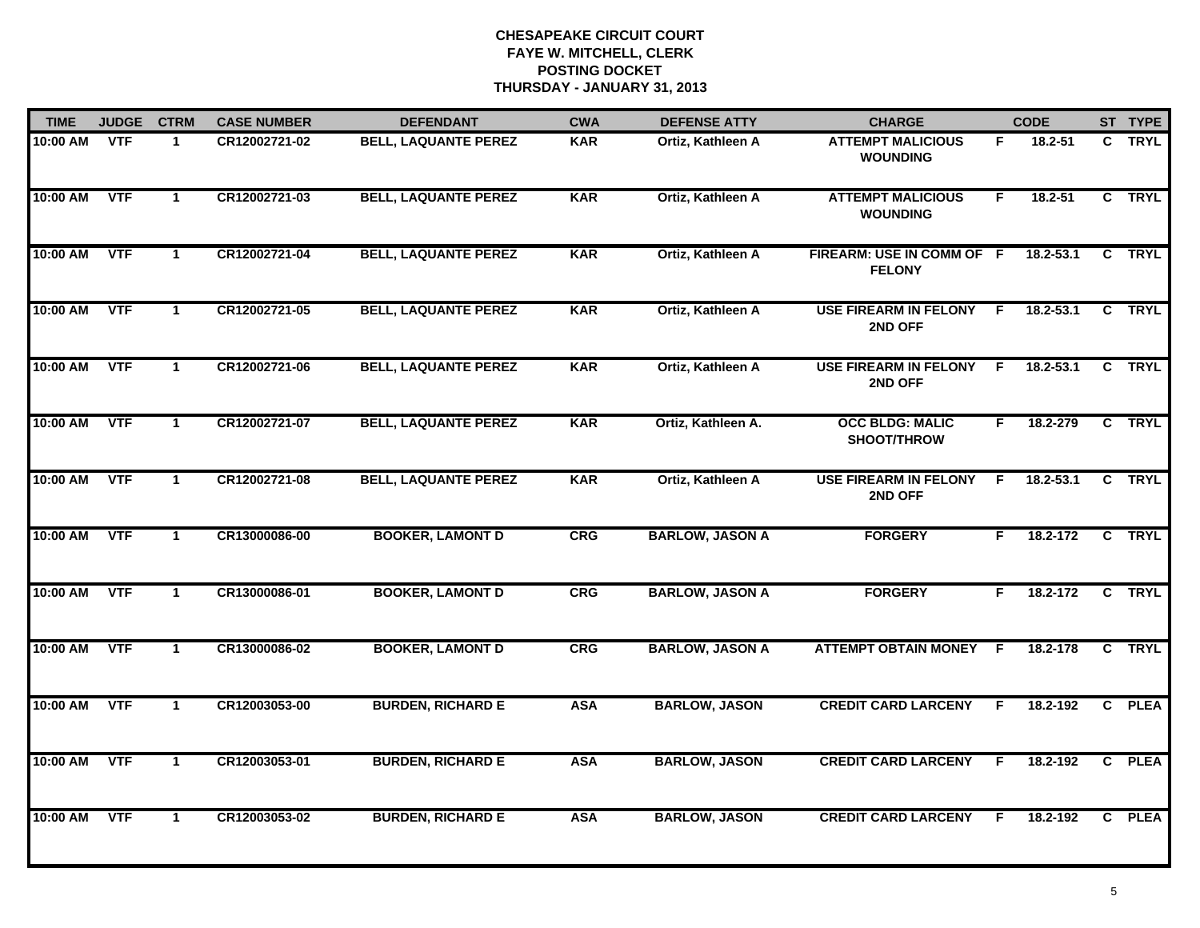# CHESAPEAKE CIRCUIT COURT
## FAYE W. MITCHELL, CLERK
## POSTING DOCKET
## THURSDAY - JANUARY 31, 2013

| TIME | JUDGE | CTRM | CASE NUMBER | DEFENDANT | CWA | DEFENSE ATTY | CHARGE | | CODE | ST | TYPE |
|---|---|---|---|---|---|---|---|---|---|---|---|
| 10:00 AM | VTF | 1 | CR12002721-02 | BELL, LAQUANTE PEREZ | KAR | Ortiz, Kathleen A | ATTEMPT MALICIOUS WOUNDING | F | 18.2-51 | C | TRYL |
| 10:00 AM | VTF | 1 | CR12002721-03 | BELL, LAQUANTE PEREZ | KAR | Ortiz, Kathleen A | ATTEMPT MALICIOUS WOUNDING | F | 18.2-51 | C | TRYL |
| 10:00 AM | VTF | 1 | CR12002721-04 | BELL, LAQUANTE PEREZ | KAR | Ortiz, Kathleen A | FIREARM: USE IN COMM OF FELONY | F | 18.2-53.1 | C | TRYL |
| 10:00 AM | VTF | 1 | CR12002721-05 | BELL, LAQUANTE PEREZ | KAR | Ortiz, Kathleen A | USE FIREARM IN FELONY 2ND OFF | F | 18.2-53.1 | C | TRYL |
| 10:00 AM | VTF | 1 | CR12002721-06 | BELL, LAQUANTE PEREZ | KAR | Ortiz, Kathleen A | USE FIREARM IN FELONY 2ND OFF | F | 18.2-53.1 | C | TRYL |
| 10:00 AM | VTF | 1 | CR12002721-07 | BELL, LAQUANTE PEREZ | KAR | Ortiz, Kathleen A. | OCC BLDG: MALIC SHOOT/THROW | F | 18.2-279 | C | TRYL |
| 10:00 AM | VTF | 1 | CR12002721-08 | BELL, LAQUANTE PEREZ | KAR | Ortiz, Kathleen A | USE FIREARM IN FELONY 2ND OFF | F | 18.2-53.1 | C | TRYL |
| 10:00 AM | VTF | 1 | CR13000086-00 | BOOKER, LAMONT D | CRG | BARLOW, JASON A | FORGERY | F | 18.2-172 | C | TRYL |
| 10:00 AM | VTF | 1 | CR13000086-01 | BOOKER, LAMONT D | CRG | BARLOW, JASON A | FORGERY | F | 18.2-172 | C | TRYL |
| 10:00 AM | VTF | 1 | CR13000086-02 | BOOKER, LAMONT D | CRG | BARLOW, JASON A | ATTEMPT OBTAIN MONEY | F | 18.2-178 | C | TRYL |
| 10:00 AM | VTF | 1 | CR12003053-00 | BURDEN, RICHARD E | ASA | BARLOW, JASON | CREDIT CARD LARCENY | F | 18.2-192 | C | PLEA |
| 10:00 AM | VTF | 1 | CR12003053-01 | BURDEN, RICHARD E | ASA | BARLOW, JASON | CREDIT CARD LARCENY | F | 18.2-192 | C | PLEA |
| 10:00 AM | VTF | 1 | CR12003053-02 | BURDEN, RICHARD E | ASA | BARLOW, JASON | CREDIT CARD LARCENY | F | 18.2-192 | C | PLEA |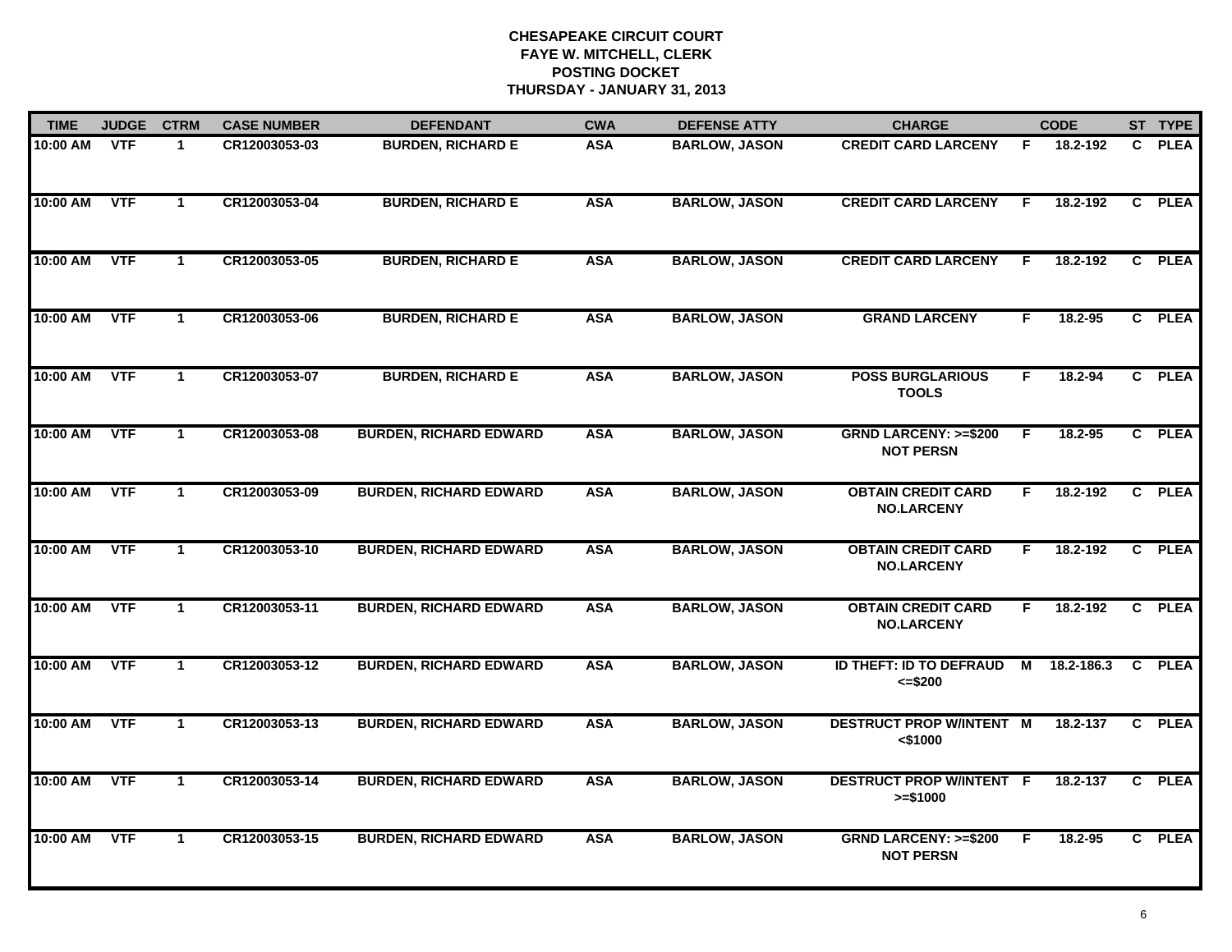**CHESAPEAKE CIRCUIT COURT**
**FAYE W. MITCHELL, CLERK**
**POSTING DOCKET**
**THURSDAY - JANUARY 31, 2013**

| TIME | JUDGE | CTRM | CASE NUMBER | DEFENDANT | CWA | DEFENSE ATTY | CHARGE | | CODE | ST | TYPE |
|---|---|---|---|---|---|---|---|---|---|---|---|
| 10:00 AM | VTF | 1 | CR12003053-03 | BURDEN, RICHARD E | ASA | BARLOW, JASON | CREDIT CARD LARCENY | F | 18.2-192 | C | PLEA |
| 10:00 AM | VTF | 1 | CR12003053-04 | BURDEN, RICHARD E | ASA | BARLOW, JASON | CREDIT CARD LARCENY | F | 18.2-192 | C | PLEA |
| 10:00 AM | VTF | 1 | CR12003053-05 | BURDEN, RICHARD E | ASA | BARLOW, JASON | CREDIT CARD LARCENY | F | 18.2-192 | C | PLEA |
| 10:00 AM | VTF | 1 | CR12003053-06 | BURDEN, RICHARD E | ASA | BARLOW, JASON | GRAND LARCENY | F | 18.2-95 | C | PLEA |
| 10:00 AM | VTF | 1 | CR12003053-07 | BURDEN, RICHARD E | ASA | BARLOW, JASON | POSS BURGLARIOUS TOOLS | F | 18.2-94 | C | PLEA |
| 10:00 AM | VTF | 1 | CR12003053-08 | BURDEN, RICHARD EDWARD | ASA | BARLOW, JASON | GRND LARCENY: >=$200 NOT PERSN | F | 18.2-95 | C | PLEA |
| 10:00 AM | VTF | 1 | CR12003053-09 | BURDEN, RICHARD EDWARD | ASA | BARLOW, JASON | OBTAIN CREDIT CARD NO.LARCENY | F | 18.2-192 | C | PLEA |
| 10:00 AM | VTF | 1 | CR12003053-10 | BURDEN, RICHARD EDWARD | ASA | BARLOW, JASON | OBTAIN CREDIT CARD NO.LARCENY | F | 18.2-192 | C | PLEA |
| 10:00 AM | VTF | 1 | CR12003053-11 | BURDEN, RICHARD EDWARD | ASA | BARLOW, JASON | OBTAIN CREDIT CARD NO.LARCENY | F | 18.2-192 | C | PLEA |
| 10:00 AM | VTF | 1 | CR12003053-12 | BURDEN, RICHARD EDWARD | ASA | BARLOW, JASON | ID THEFT: ID TO DEFRAUD <=$200 | M | 18.2-186.3 | C | PLEA |
| 10:00 AM | VTF | 1 | CR12003053-13 | BURDEN, RICHARD EDWARD | ASA | BARLOW, JASON | DESTRUCT PROP W/INTENT <$1000 | M | 18.2-137 | C | PLEA |
| 10:00 AM | VTF | 1 | CR12003053-14 | BURDEN, RICHARD EDWARD | ASA | BARLOW, JASON | DESTRUCT PROP W/INTENT >=$1000 | F | 18.2-137 | C | PLEA |
| 10:00 AM | VTF | 1 | CR12003053-15 | BURDEN, RICHARD EDWARD | ASA | BARLOW, JASON | GRND LARCENY: >=$200 NOT PERSN | F | 18.2-95 | C | PLEA |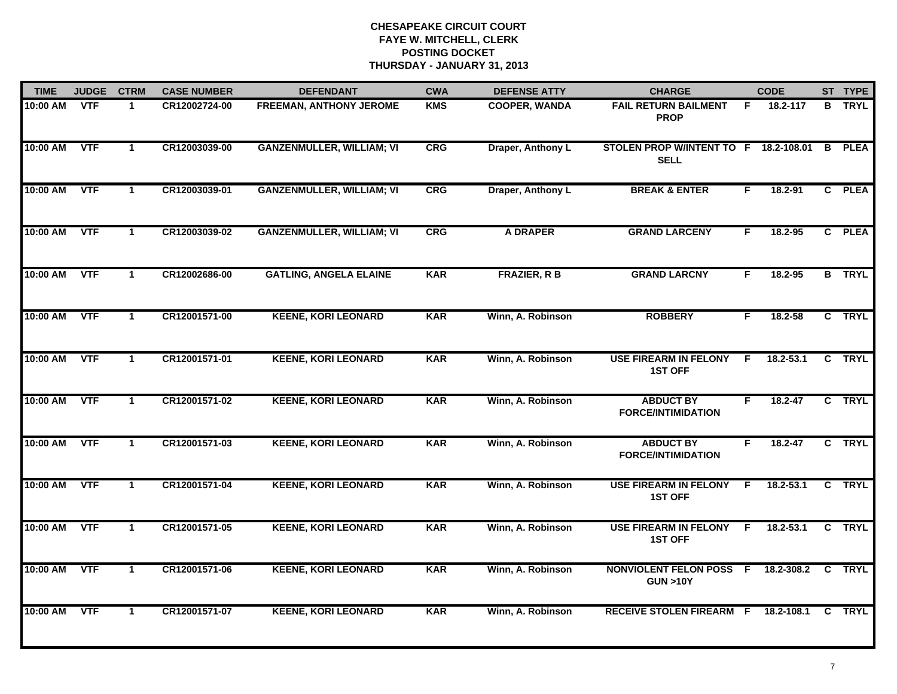# CHESAPEAKE CIRCUIT COURT
## FAYE W. MITCHELL, CLERK
## POSTING DOCKET
## THURSDAY - JANUARY 31, 2013

| TIME | JUDGE | CTRM | CASE NUMBER | DEFENDANT | CWA | DEFENSE ATTY | CHARGE | | CODE | ST | TYPE |
|---|---|---|---|---|---|---|---|---|---|---|---|
| 10:00 AM | VTF | 1 | CR12002724-00 | FREEMAN, ANTHONY JEROME | KMS | COOPER, WANDA | FAIL RETURN BAILMENT PROP | F | 18.2-117 | B | TRYL |
| 10:00 AM | VTF | 1 | CR12003039-00 | GANZENMULLER, WILLIAM; VI | CRG | Draper, Anthony L | STOLEN PROP W/INTENT TO SELL | F | 18.2-108.01 | B | PLEA |
| 10:00 AM | VTF | 1 | CR12003039-01 | GANZENMULLER, WILLIAM; VI | CRG | Draper, Anthony L | BREAK & ENTER | F | 18.2-91 | C | PLEA |
| 10:00 AM | VTF | 1 | CR12003039-02 | GANZENMULLER, WILLIAM; VI | CRG | A DRAPER | GRAND LARCENY | F | 18.2-95 | C | PLEA |
| 10:00 AM | VTF | 1 | CR12002686-00 | GATLING, ANGELA ELAINE | KAR | FRAZIER, R B | GRAND LARCNY | F | 18.2-95 | B | TRYL |
| 10:00 AM | VTF | 1 | CR12001571-00 | KEENE, KORI LEONARD | KAR | Winn, A. Robinson | ROBBERY | F | 18.2-58 | C | TRYL |
| 10:00 AM | VTF | 1 | CR12001571-01 | KEENE, KORI LEONARD | KAR | Winn, A. Robinson | USE FIREARM IN FELONY 1ST OFF | F | 18.2-53.1 | C | TRYL |
| 10:00 AM | VTF | 1 | CR12001571-02 | KEENE, KORI LEONARD | KAR | Winn, A. Robinson | ABDUCT BY FORCE/INTIMIDATION | F | 18.2-47 | C | TRYL |
| 10:00 AM | VTF | 1 | CR12001571-03 | KEENE, KORI LEONARD | KAR | Winn, A. Robinson | ABDUCT BY FORCE/INTIMIDATION | F | 18.2-47 | C | TRYL |
| 10:00 AM | VTF | 1 | CR12001571-04 | KEENE, KORI LEONARD | KAR | Winn, A. Robinson | USE FIREARM IN FELONY 1ST OFF | F | 18.2-53.1 | C | TRYL |
| 10:00 AM | VTF | 1 | CR12001571-05 | KEENE, KORI LEONARD | KAR | Winn, A. Robinson | USE FIREARM IN FELONY 1ST OFF | F | 18.2-53.1 | C | TRYL |
| 10:00 AM | VTF | 1 | CR12001571-06 | KEENE, KORI LEONARD | KAR | Winn, A. Robinson | NONVIOLENT FELON POSS GUN >10Y | F | 18.2-308.2 | C | TRYL |
| 10:00 AM | VTF | 1 | CR12001571-07 | KEENE, KORI LEONARD | KAR | Winn, A. Robinson | RECEIVE STOLEN FIREARM | F | 18.2-108.1 | C | TRYL |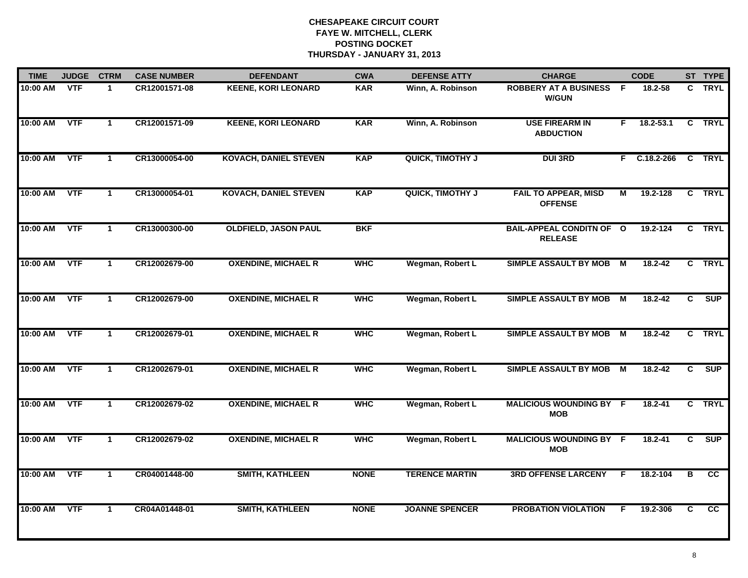**CHESAPEAKE CIRCUIT COURT**
**FAYE W. MITCHELL, CLERK**
**POSTING DOCKET**
**THURSDAY - JANUARY 31, 2013**

| TIME | JUDGE | CTRM | CASE NUMBER | DEFENDANT | CWA | DEFENSE ATTY | CHARGE | | CODE | ST | TYPE |
|---|---|---|---|---|---|---|---|---|---|---|---|
| 10:00 AM | VTF | 1 | CR12001571-08 | KEENE, KORI LEONARD | KAR | Winn, A. Robinson | ROBBERY AT A BUSINESS W/GUN | F | 18.2-58 | C | TRYL |
| 10:00 AM | VTF | 1 | CR12001571-09 | KEENE, KORI LEONARD | KAR | Winn, A. Robinson | USE FIREARM IN ABDUCTION | F | 18.2-53.1 | C | TRYL |
| 10:00 AM | VTF | 1 | CR13000054-00 | KOVACH, DANIEL STEVEN | KAP | QUICK, TIMOTHY J | DUI 3RD | F | C.18.2-266 | C | TRYL |
| 10:00 AM | VTF | 1 | CR13000054-01 | KOVACH, DANIEL STEVEN | KAP | QUICK, TIMOTHY J | FAIL TO APPEAR, MISD OFFENSE | M | 19.2-128 | C | TRYL |
| 10:00 AM | VTF | 1 | CR13000300-00 | OLDFIELD, JASON PAUL | BKF | | BAIL-APPEAL CONDITN OF RELEASE | O | 19.2-124 | C | TRYL |
| 10:00 AM | VTF | 1 | CR12002679-00 | OXENDINE, MICHAEL R | WHC | Wegman, Robert L | SIMPLE ASSAULT BY MOB | M | 18.2-42 | C | TRYL |
| 10:00 AM | VTF | 1 | CR12002679-00 | OXENDINE, MICHAEL R | WHC | Wegman, Robert L | SIMPLE ASSAULT BY MOB | M | 18.2-42 | C | SUP |
| 10:00 AM | VTF | 1 | CR12002679-01 | OXENDINE, MICHAEL R | WHC | Wegman, Robert L | SIMPLE ASSAULT BY MOB | M | 18.2-42 | C | TRYL |
| 10:00 AM | VTF | 1 | CR12002679-01 | OXENDINE, MICHAEL R | WHC | Wegman, Robert L | SIMPLE ASSAULT BY MOB | M | 18.2-42 | C | SUP |
| 10:00 AM | VTF | 1 | CR12002679-02 | OXENDINE, MICHAEL R | WHC | Wegman, Robert L | MALICIOUS WOUNDING BY MOB | F | 18.2-41 | C | TRYL |
| 10:00 AM | VTF | 1 | CR12002679-02 | OXENDINE, MICHAEL R | WHC | Wegman, Robert L | MALICIOUS WOUNDING BY MOB | F | 18.2-41 | C | SUP |
| 10:00 AM | VTF | 1 | CR04001448-00 | SMITH, KATHLEEN | NONE | TERENCE MARTIN | 3RD OFFENSE LARCENY | F | 18.2-104 | B | CC |
| 10:00 AM | VTF | 1 | CR04A01448-01 | SMITH, KATHLEEN | NONE | JOANNE SPENCER | PROBATION VIOLATION | F | 19.2-306 | C | CC |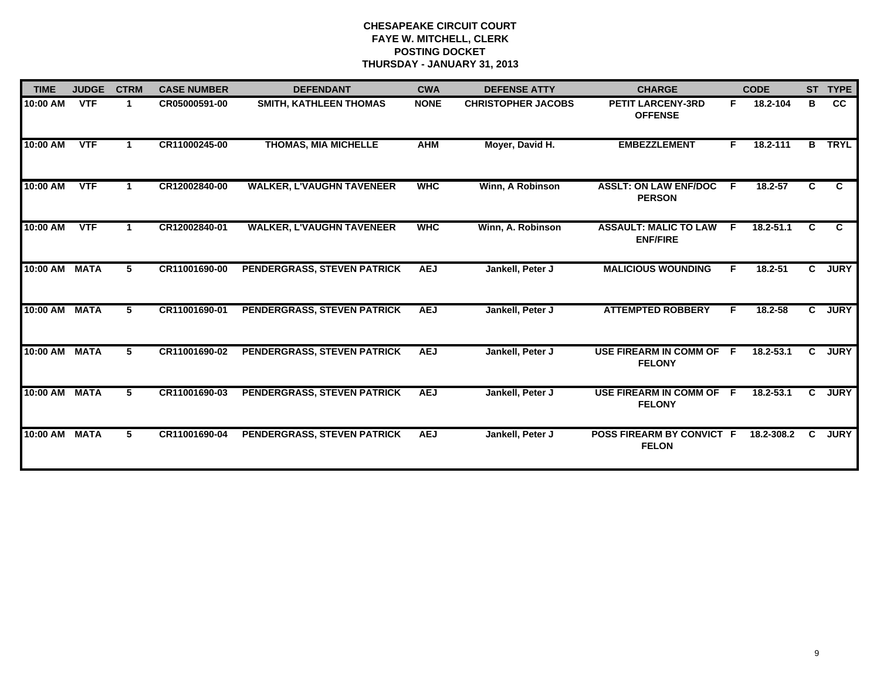**CHESAPEAKE CIRCUIT COURT**
**FAYE W. MITCHELL, CLERK**
**POSTING DOCKET**
**THURSDAY - JANUARY 31, 2013**

| TIME | JUDGE | CTRM | CASE NUMBER | DEFENDANT | CWA | DEFENSE ATTY | CHARGE | | CODE | ST | TYPE |
|---|---|---|---|---|---|---|---|---|---|---|---|
| 10:00 AM | VTF | 1 | CR05000591-00 | SMITH, KATHLEEN THOMAS | NONE | CHRISTOPHER JACOBS | PETIT LARCENY-3RD OFFENSE | F | 18.2-104 | B | CC |
| 10:00 AM | VTF | 1 | CR11000245-00 | THOMAS, MIA MICHELLE | AHM | Moyer, David H. | EMBEZZLEMENT | F | 18.2-111 | B | TRYL |
| 10:00 AM | VTF | 1 | CR12002840-00 | WALKER, L'VAUGHN TAVENEER | WHC | Winn, A Robinson | ASSLT: ON LAW ENF/DOC PERSON | F | 18.2-57 | C | C |
| 10:00 AM | VTF | 1 | CR12002840-01 | WALKER, L'VAUGHN TAVENEER | WHC | Winn, A. Robinson | ASSAULT: MALIC TO LAW ENF/FIRE | F | 18.2-51.1 | C | C |
| 10:00 AM | MATA | 5 | CR11001690-00 | PENDERGRASS, STEVEN PATRICK | AEJ | Jankell, Peter J | MALICIOUS WOUNDING | F | 18.2-51 | C | JURY |
| 10:00 AM | MATA | 5 | CR11001690-01 | PENDERGRASS, STEVEN PATRICK | AEJ | Jankell, Peter J | ATTEMPTED ROBBERY | F | 18.2-58 | C | JURY |
| 10:00 AM | MATA | 5 | CR11001690-02 | PENDERGRASS, STEVEN PATRICK | AEJ | Jankell, Peter J | USE FIREARM IN COMM OF FELONY | F | 18.2-53.1 | C | JURY |
| 10:00 AM | MATA | 5 | CR11001690-03 | PENDERGRASS, STEVEN PATRICK | AEJ | Jankell, Peter J | USE FIREARM IN COMM OF FELONY | F | 18.2-53.1 | C | JURY |
| 10:00 AM | MATA | 5 | CR11001690-04 | PENDERGRASS, STEVEN PATRICK | AEJ | Jankell, Peter J | POSS FIREARM BY CONVICT FELON | F | 18.2-308.2 | C | JURY |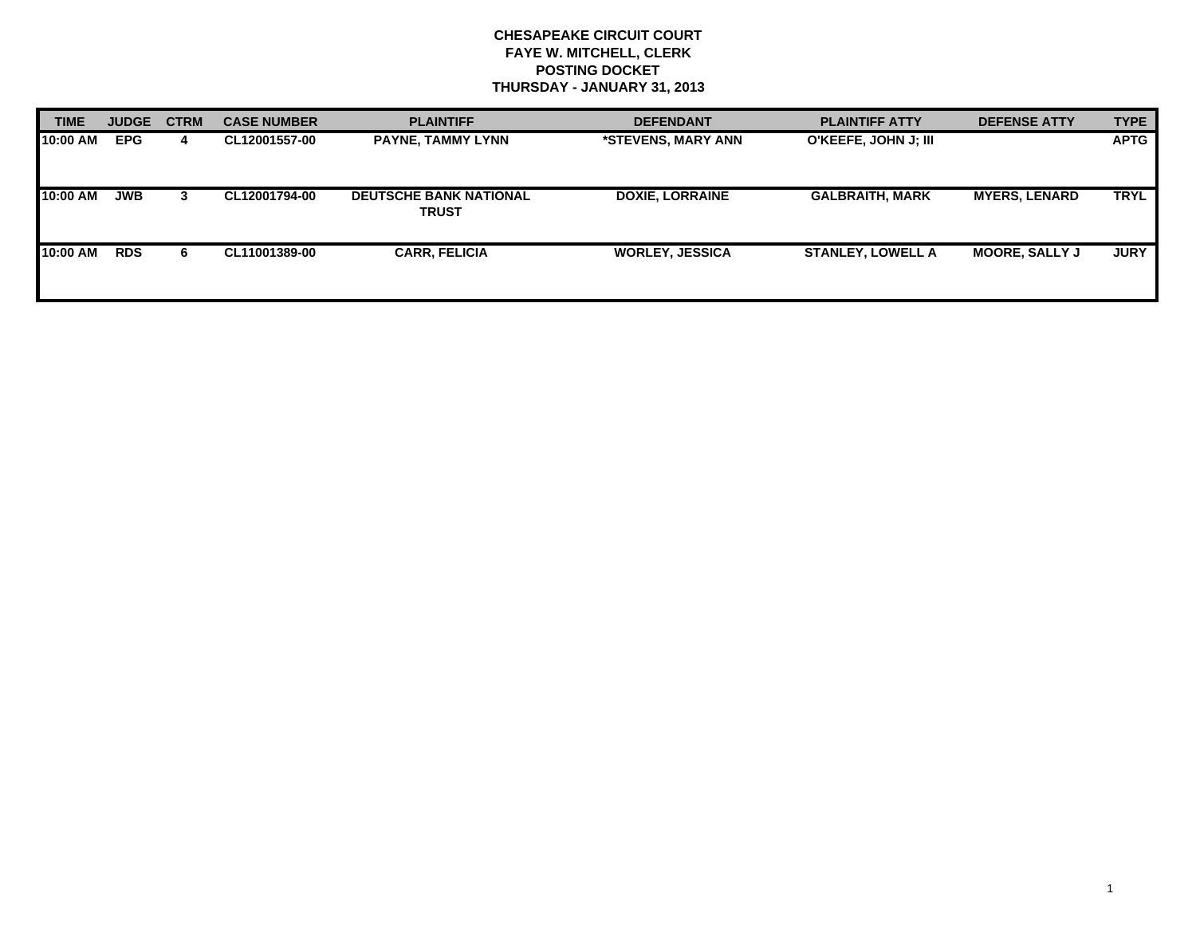**CHESAPEAKE CIRCUIT COURT**
**FAYE W. MITCHELL, CLERK**
**POSTING DOCKET**
**THURSDAY - JANUARY 31, 2013**

| TIME | JUDGE | CTRM | CASE NUMBER | PLAINTIFF | DEFENDANT | PLAINTIFF ATTY | DEFENSE ATTY | TYPE |
|---|---|---|---|---|---|---|---|---|
| 10:00 AM | EPG | 4 | CL12001557-00 | PAYNE, TAMMY LYNN | *STEVENS, MARY ANN | O'KEEFE, JOHN J; III | | APTG |
| 10:00 AM | JWB | 3 | CL12001794-00 | DEUTSCHE BANK NATIONAL TRUST | DOXIE, LORRAINE | GALBRAITH, MARK | MYERS, LENARD | TRYL |
| 10:00 AM | RDS | 6 | CL11001389-00 | CARR, FELICIA | WORLEY, JESSICA | STANLEY, LOWELL A | MOORE, SALLY J | JURY |